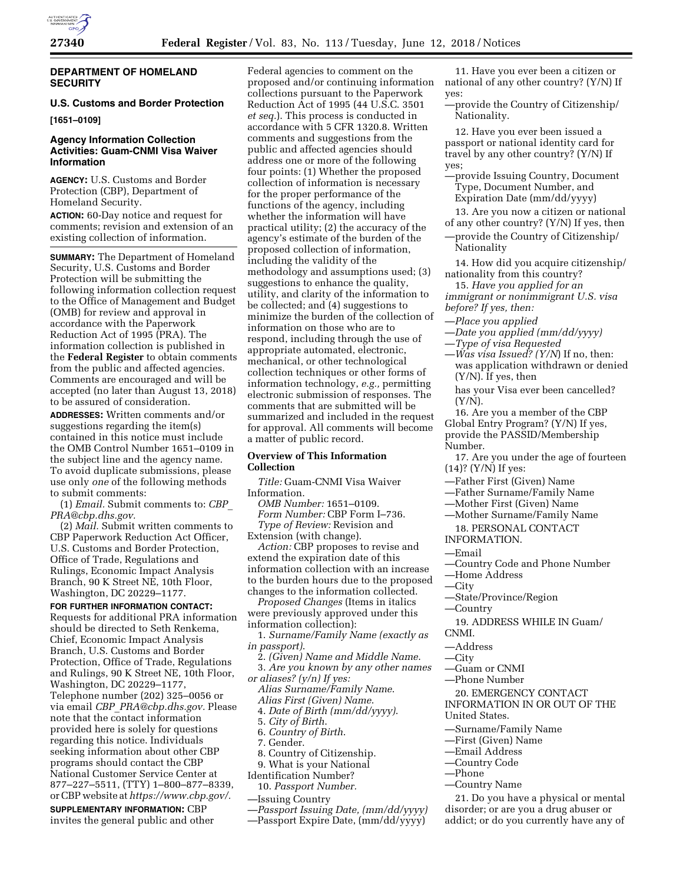## DEPARTMENT OF HOMELAND SECURITY

### U.S. Customs and Border Protection

**[1651–0109]**

### Agency Information Collection Activities: Guam-CNMI Visa Waiver Information

**AGENCY:** U.S. Customs and Border Protection (CBP), Department of Homeland Security.

**ACTION:** 60-Day notice and request for comments; revision and extension of an existing collection of information.

**SUMMARY:** The Department of Homeland Security, U.S. Customs and Border Protection will be submitting the following information collection request to the Office of Management and Budget (OMB) for review and approval in accordance with the Paperwork Reduction Act of 1995 (PRA). The information collection is published in the **Federal Register** to obtain comments from the public and affected agencies. Comments are encouraged and will be accepted (no later than August 13, 2018) to be assured of consideration.

**ADDRESSES:** Written comments and/or suggestions regarding the item(s) contained in this notice must include the OMB Control Number 1651–0109 in the subject line and the agency name. To avoid duplicate submissions, please use only *one* of the following methods to submit comments:

(1) *Email.* Submit comments to: *CBP_PRA@cbp.dhs.gov.*

(2) *Mail.* Submit written comments to CBP Paperwork Reduction Act Officer, U.S. Customs and Border Protection, Office of Trade, Regulations and Rulings, Economic Impact Analysis Branch, 90 K Street NE, 10th Floor, Washington, DC 20229–1177.

**FOR FURTHER INFORMATION CONTACT:** Requests for additional PRA information should be directed to Seth Renkema, Chief, Economic Impact Analysis Branch, U.S. Customs and Border Protection, Office of Trade, Regulations and Rulings, 90 K Street NE, 10th Floor, Washington, DC 20229–1177, Telephone number (202) 325–0056 or via email *CBP_PRA@cbp.dhs.gov.* Please note that the contact information provided here is solely for questions regarding this notice. Individuals seeking information about other CBP programs should contact the CBP National Customer Service Center at 877–227–5511, (TTY) 1–800–877–8339, or CBP website at *https://www.cbp.gov/.*

**SUPPLEMENTARY INFORMATION:** CBP invites the general public and other Federal agencies to comment on the proposed and/or continuing information collections pursuant to the Paperwork Reduction Act of 1995 (44 U.S.C. 3501 *et seq.*). This process is conducted in accordance with 5 CFR 1320.8. Written comments and suggestions from the public and affected agencies should address one or more of the following four points: (1) Whether the proposed collection of information is necessary for the proper performance of the functions of the agency, including whether the information will have practical utility; (2) the accuracy of the agency's estimate of the burden of the proposed collection of information, including the validity of the methodology and assumptions used; (3) suggestions to enhance the quality, utility, and clarity of the information to be collected; and (4) suggestions to minimize the burden of the collection of information on those who are to respond, including through the use of appropriate automated, electronic, mechanical, or other technological collection techniques or other forms of information technology, *e.g.,* permitting electronic submission of responses. The comments that are submitted will be summarized and included in the request for approval. All comments will become a matter of public record.

#### Overview of This Information Collection

*Title:* Guam-CNMI Visa Waiver Information.

*OMB Number:* 1651–0109.

*Form Number:* CBP Form I–736.

*Type of Review:* Revision and Extension (with change).

*Action:* CBP proposes to revise and extend the expiration date of this information collection with an increase to the burden hours due to the proposed changes to the information collected.

*Proposed Changes* (Items in italics were previously approved under this information collection):

1. *Surname/Family Name (exactly as in passport).*
2. *(Given) Name and Middle Name.*
3. *Are you known by any other names or aliases? (y/n) If yes:*
   *Alias Surname/Family Name.*
   *Alias First (Given) Name.*
4. *Date of Birth (mm/dd/yyyy).*
5. *City of Birth.*
6. *Country of Birth.*
7. Gender.
8. Country of Citizenship.
9. What is your National Identification Number?
10. *Passport Number.*
    —Issuing Country
    —*Passport Issuing Date, (mm/dd/yyyy)*
    —Passport Expire Date, (mm/dd/yyyy)
11. Have you ever been a citizen or national of any other country? (Y/N) If yes:
    —provide the Country of Citizenship/Nationality.
12. Have you ever been issued a passport or national identity card for travel by any other country? (Y/N) If yes;
    —provide Issuing Country, Document Type, Document Number, and Expiration Date (mm/dd/yyyy)
13. Are you now a citizen or national of any other country? (Y/N) If yes, then
    —provide the Country of Citizenship/Nationality
14. How did you acquire citizenship/nationality from this country?
15. *Have you applied for an immigrant or nonimmigrant U.S. visa before? If yes, then:*
    —*Place you applied*
    —*Date you applied (mm/dd/yyyy)*
    —*Type of visa Requested*
    —*Was visa Issued? (Y/N)* If no, then: was application withdrawn or denied (Y/N). If yes, then
    has your Visa ever been cancelled? (Y/N).
16. Are you a member of the CBP Global Entry Program? (Y/N) If yes, provide the PASSID/Membership Number.
17. Are you under the age of fourteen (14)? (Y/N) If yes:
    —Father First (Given) Name
    —Father Surname/Family Name
    —Mother First (Given) Name
    —Mother Surname/Family Name
18. PERSONAL CONTACT INFORMATION.
    —Email
    —Country Code and Phone Number
    —Home Address
    —City
    —State/Province/Region
    —Country
19. ADDRESS WHILE IN Guam/CNMI.
    —Address
    —City
    —Guam or CNMI
    —Phone Number
20. EMERGENCY CONTACT INFORMATION IN OR OUT OF THE United States.
    —Surname/Family Name
    —First (Given) Name
    —Email Address
    —Country Code
    —Phone
    —Country Name
21. Do you have a physical or mental disorder; or are you a drug abuser or addict; or do you currently have any of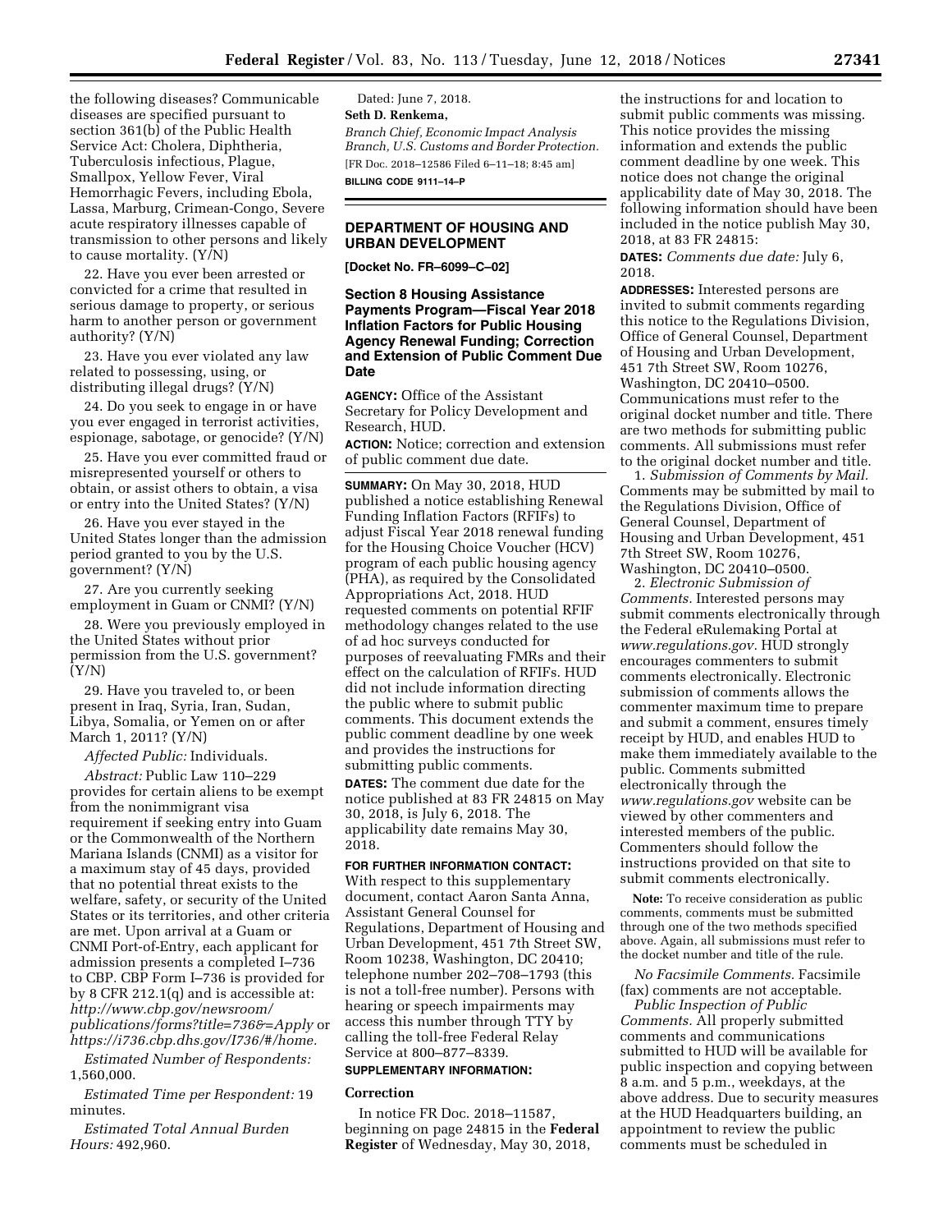the following diseases? Communicable diseases are specified pursuant to section 361(b) of the Public Health Service Act: Cholera, Diphtheria, Tuberculosis infectious, Plague, Smallpox, Yellow Fever, Viral Hemorrhagic Fevers, including Ebola, Lassa, Marburg, Crimean-Congo, Severe acute respiratory illnesses capable of transmission to other persons and likely to cause mortality. (Y/N)

22. Have you ever been arrested or convicted for a crime that resulted in serious damage to property, or serious harm to another person or government authority? (Y/N)

23. Have you ever violated any law related to possessing, using, or distributing illegal drugs? (Y/N)

24. Do you seek to engage in or have you ever engaged in terrorist activities, espionage, sabotage, or genocide? (Y/N)

25. Have you ever committed fraud or misrepresented yourself or others to obtain, or assist others to obtain, a visa or entry into the United States? (Y/N)

26. Have you ever stayed in the United States longer than the admission period granted to you by the U.S. government? (Y/N)

27. Are you currently seeking employment in Guam or CNMI? (Y/N)

28. Were you previously employed in the United States without prior permission from the U.S. government? (Y/N)

29. Have you traveled to, or been present in Iraq, Syria, Iran, Sudan, Libya, Somalia, or Yemen on or after March 1, 2011? (Y/N)

*Affected Public:* Individuals.

*Abstract:* Public Law 110–229 provides for certain aliens to be exempt from the nonimmigrant visa requirement if seeking entry into Guam or the Commonwealth of the Northern Mariana Islands (CNMI) as a visitor for a maximum stay of 45 days, provided that no potential threat exists to the welfare, safety, or security of the United States or its territories, and other criteria are met. Upon arrival at a Guam or CNMI Port-of-Entry, each applicant for admission presents a completed I–736 to CBP. CBP Form I–736 is provided for by 8 CFR 212.1(q) and is accessible at: *http://www.cbp.gov/newsroom/publications/forms?title=736&=Apply* or *https://i736.cbp.dhs.gov/I736/#/home.*

*Estimated Number of Respondents:* 1,560,000.

*Estimated Time per Respondent:* 19 minutes.

*Estimated Total Annual Burden Hours:* 492,960.

Dated: June 7, 2018.

**Seth D. Renkema,**

*Branch Chief, Economic Impact Analysis Branch, U.S. Customs and Border Protection.*

[FR Doc. 2018–12586 Filed 6–11–18; 8:45 am]

**BILLING CODE 9111–14–P**

## DEPARTMENT OF HOUSING AND URBAN DEVELOPMENT

**[Docket No. FR–6099–C–02]**

## Section 8 Housing Assistance Payments Program—Fiscal Year 2018 Inflation Factors for Public Housing Agency Renewal Funding; Correction and Extension of Public Comment Due Date

**AGENCY:** Office of the Assistant Secretary for Policy Development and Research, HUD.

**ACTION:** Notice; correction and extension of public comment due date.

**SUMMARY:** On May 30, 2018, HUD published a notice establishing Renewal Funding Inflation Factors (RFIFs) to adjust Fiscal Year 2018 renewal funding for the Housing Choice Voucher (HCV) program of each public housing agency (PHA), as required by the Consolidated Appropriations Act, 2018. HUD requested comments on potential RFIF methodology changes related to the use of ad hoc surveys conducted for purposes of reevaluating FMRs and their effect on the calculation of RFIFs. HUD did not include information directing the public where to submit public comments. This document extends the public comment deadline by one week and provides the instructions for submitting public comments.

**DATES:** The comment due date for the notice published at 83 FR 24815 on May 30, 2018, is July 6, 2018. The applicability date remains May 30, 2018.

**FOR FURTHER INFORMATION CONTACT:** With respect to this supplementary document, contact Aaron Santa Anna, Assistant General Counsel for Regulations, Department of Housing and Urban Development, 451 7th Street SW, Room 10238, Washington, DC 20410; telephone number 202–708–1793 (this is not a toll-free number). Persons with hearing or speech impairments may access this number through TTY by calling the toll-free Federal Relay Service at 800–877–8339.

**SUPPLEMENTARY INFORMATION:**

### Correction

In notice FR Doc. 2018–11587, beginning on page 24815 in the **Federal Register** of Wednesday, May 30, 2018, the instructions for and location to submit public comments was missing. This notice provides the missing information and extends the public comment deadline by one week. This notice does not change the original applicability date of May 30, 2018. The following information should have been included in the notice publish May 30, 2018, at 83 FR 24815:

**DATES:** *Comments due date:* July 6, 2018.

**ADDRESSES:** Interested persons are invited to submit comments regarding this notice to the Regulations Division, Office of General Counsel, Department of Housing and Urban Development, 451 7th Street SW, Room 10276, Washington, DC 20410–0500. Communications must refer to the original docket number and title. There are two methods for submitting public comments. All submissions must refer to the original docket number and title.

1. *Submission of Comments by Mail.* Comments may be submitted by mail to the Regulations Division, Office of General Counsel, Department of Housing and Urban Development, 451 7th Street SW, Room 10276, Washington, DC 20410–0500.

2. *Electronic Submission of Comments.* Interested persons may submit comments electronically through the Federal eRulemaking Portal at *www.regulations.gov.* HUD strongly encourages commenters to submit comments electronically. Electronic submission of comments allows the commenter maximum time to prepare and submit a comment, ensures timely receipt by HUD, and enables HUD to make them immediately available to the public. Comments submitted electronically through the *www.regulations.gov* website can be viewed by other commenters and interested members of the public. Commenters should follow the instructions provided on that site to submit comments electronically.

**Note:** To receive consideration as public comments, comments must be submitted through one of the two methods specified above. Again, all submissions must refer to the docket number and title of the rule.

*No Facsimile Comments.* Facsimile (fax) comments are not acceptable.

*Public Inspection of Public Comments.* All properly submitted comments and communications submitted to HUD will be available for public inspection and copying between 8 a.m. and 5 p.m., weekdays, at the above address. Due to security measures at the HUD Headquarters building, an appointment to review the public comments must be scheduled in